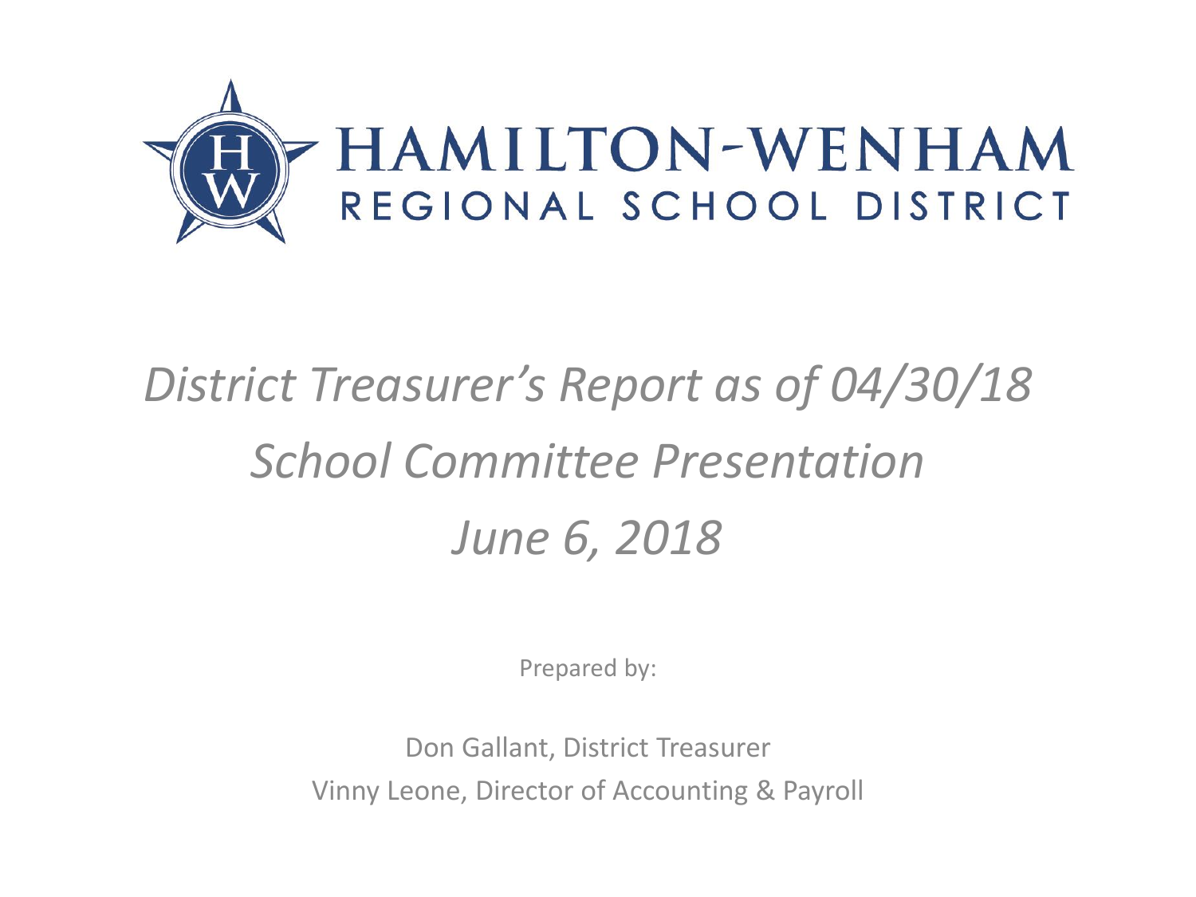# HAMILTON-WENHAM
## REGIONAL SCHOOL DISTRICT

*District Treasurer's Report as of 04/30/18*

*School Committee Presentation*

*June 6, 2018*

Prepared by:

Don Gallant, District Treasurer

Vinny Leone, Director of Accounting & Payroll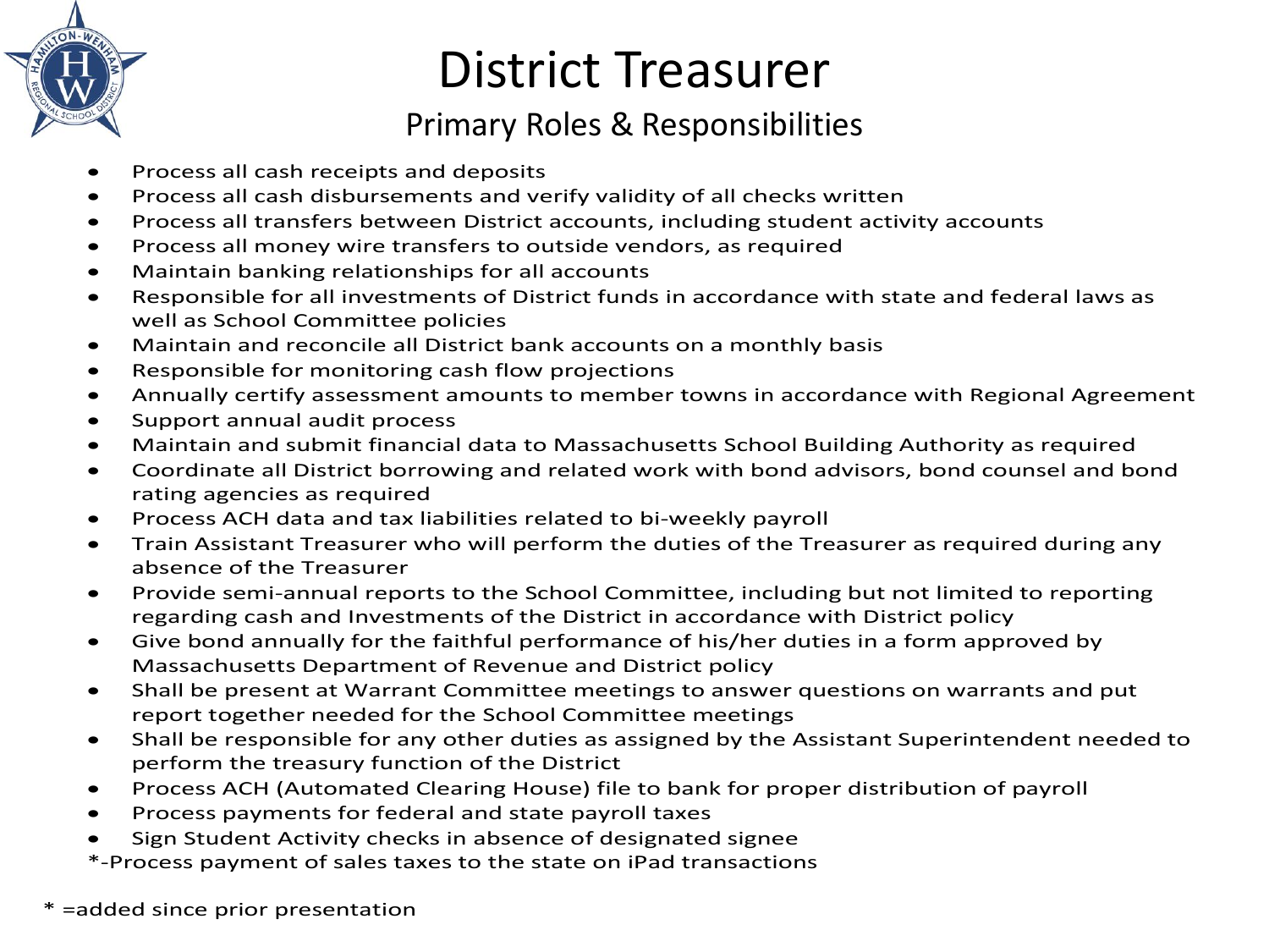# District Treasurer

## Primary Roles & Responsibilities

- Process all cash receipts and deposits
- Process all cash disbursements and verify validity of all checks written
- Process all transfers between District accounts, including student activity accounts
- Process all money wire transfers to outside vendors, as required
- Maintain banking relationships for all accounts
- Responsible for all investments of District funds in accordance with state and federal laws as well as School Committee policies
- Maintain and reconcile all District bank accounts on a monthly basis
- Responsible for monitoring cash flow projections
- Annually certify assessment amounts to member towns in accordance with Regional Agreement
- Support annual audit process
- Maintain and submit financial data to Massachusetts School Building Authority as required
- Coordinate all District borrowing and related work with bond advisors, bond counsel and bond rating agencies as required
- Process ACH data and tax liabilities related to bi-weekly payroll
- Train Assistant Treasurer who will perform the duties of the Treasurer as required during any absence of the Treasurer
- Provide semi-annual reports to the School Committee, including but not limited to reporting regarding cash and Investments of the District in accordance with District policy
- Give bond annually for the faithful performance of his/her duties in a form approved by Massachusetts Department of Revenue and District policy
- Shall be present at Warrant Committee meetings to answer questions on warrants and put report together needed for the School Committee meetings
- Shall be responsible for any other duties as assigned by the Assistant Superintendent needed to perform the treasury function of the District
- Process ACH (Automated Clearing House) file to bank for proper distribution of payroll
- Process payments for federal and state payroll taxes
- Sign Student Activity checks in absence of designated signee

*-Process payment of sales taxes to the state on iPad transactions

* =added since prior presentation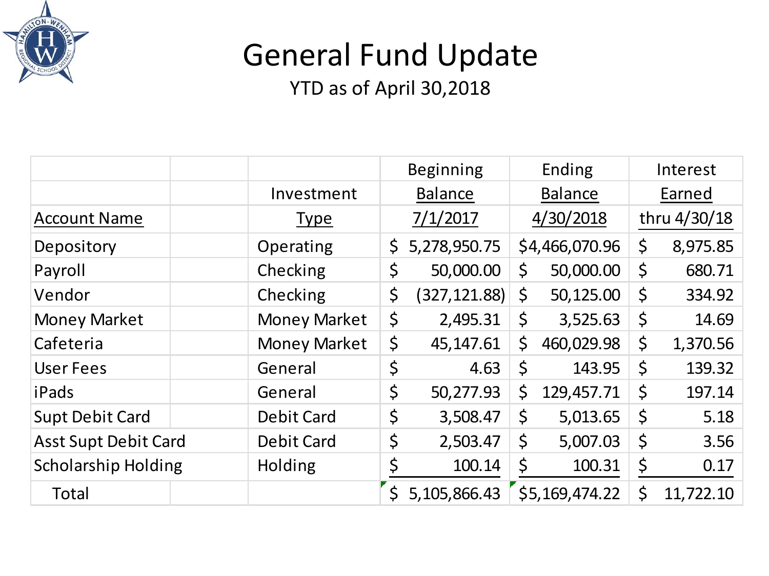# General Fund Update

YTD as of April 30,2018

| Account Name | | Investment Type | Beginning Balance 7/1/2017 | Ending Balance 4/30/2018 | Interest Earned thru 4/30/18 |
|---|---|---|---|---|---|
| Depository | | Operating | $ 5,278,950.75 | $4,466,070.96 | $ 8,975.85 |
| Payroll | | Checking | $ 50,000.00 | $ 50,000.00 | $ 680.71 |
| Vendor | | Checking | $ (327,121.88) | $ 50,125.00 | $ 334.92 |
| Money Market | | Money Market | $ 2,495.31 | $ 3,525.63 | $ 14.69 |
| Cafeteria | | Money Market | $ 45,147.61 | $ 460,029.98 | $ 1,370.56 |
| User Fees | | General | $ 4.63 | $ 143.95 | $ 139.32 |
| iPads | | General | $ 50,277.93 | $ 129,457.71 | $ 197.14 |
| Supt Debit Card | | Debit Card | $ 3,508.47 | $ 5,013.65 | $ 5.18 |
| Asst Supt Debit Card | | Debit Card | $ 2,503.47 | $ 5,007.03 | $ 3.56 |
| Scholarship Holding | | Holding | $ 100.14 | $ 100.31 | $ 0.17 |
| Total | | | $ 5,105,866.43 | $5,169,474.22 | $ 11,722.10 |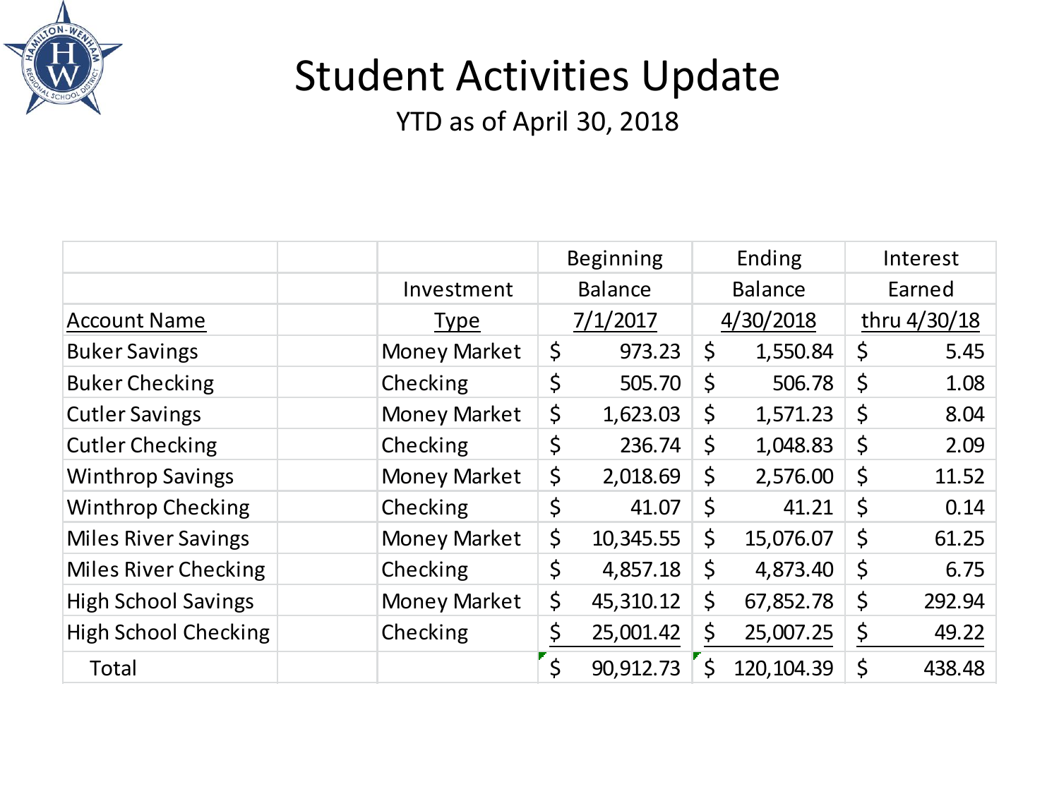# Student Activities Update

YTD as of April 30, 2018

| Account Name | Investment Type | Beginning Balance 7/1/2017 | Ending Balance 4/30/2018 | Interest Earned thru 4/30/18 |
|---|---|---|---|---|
| Buker Savings | Money Market | $ 973.23 | $ 1,550.84 | $ 5.45 |
| Buker Checking | Checking | $ 505.70 | $ 506.78 | $ 1.08 |
| Cutler Savings | Money Market | $ 1,623.03 | $ 1,571.23 | $ 8.04 |
| Cutler Checking | Checking | $ 236.74 | $ 1,048.83 | $ 2.09 |
| Winthrop Savings | Money Market | $ 2,018.69 | $ 2,576.00 | $ 11.52 |
| Winthrop Checking | Checking | $ 41.07 | $ 41.21 | $ 0.14 |
| Miles River Savings | Money Market | $ 10,345.55 | $ 15,076.07 | $ 61.25 |
| Miles River Checking | Checking | $ 4,857.18 | $ 4,873.40 | $ 6.75 |
| High School Savings | Money Market | $ 45,310.12 | $ 67,852.78 | $ 292.94 |
| High School Checking | Checking | $ 25,001.42 | $ 25,007.25 | $ 49.22 |
| Total | | $ 90,912.73 | $ 120,104.39 | $ 438.48 |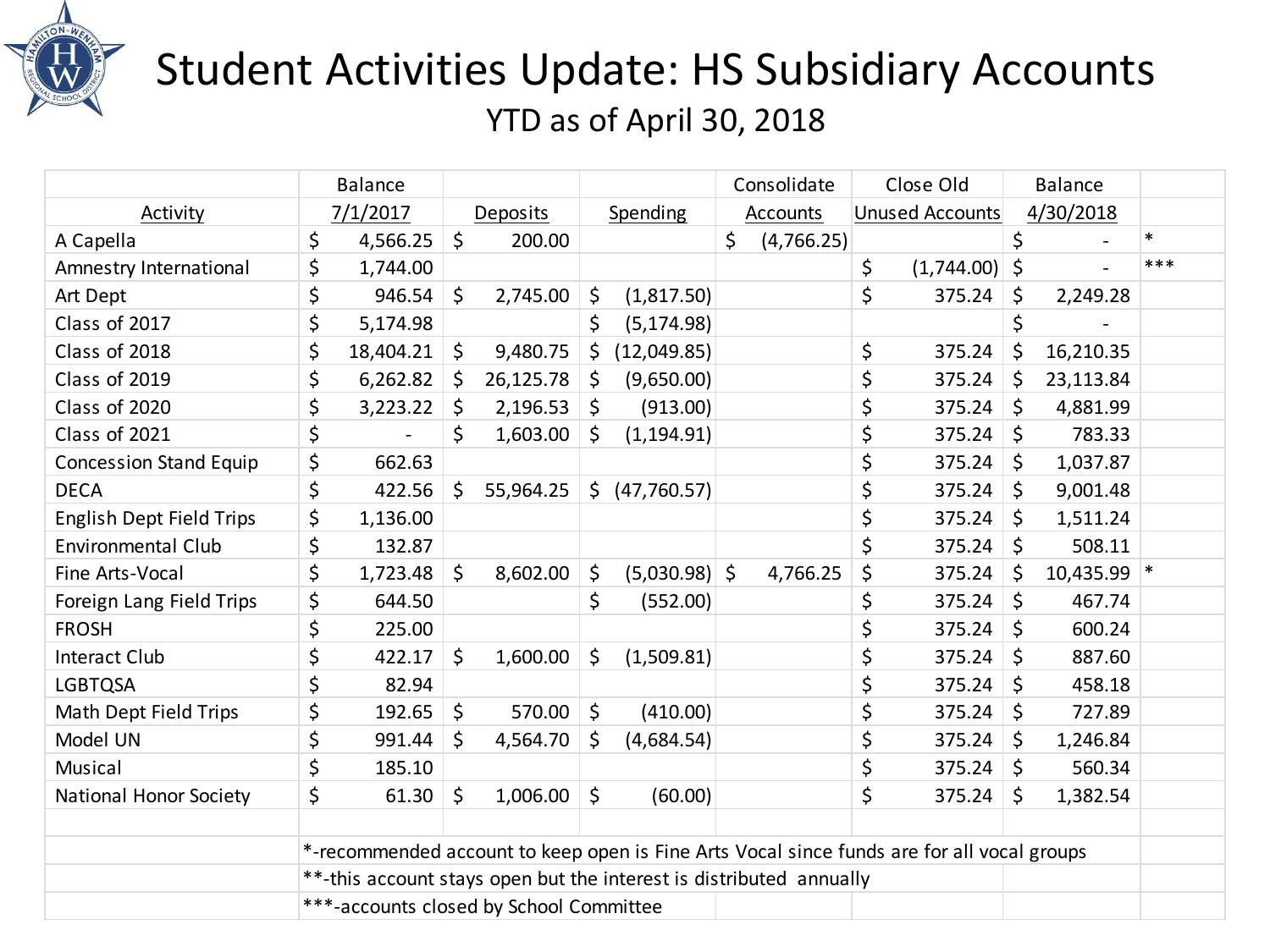# Student Activities Update: HS Subsidiary Accounts

## YTD as of April 30, 2018

| Activity | Balance 7/1/2017 | Deposits | Spending | Consolidate Accounts | Close Old Unused Accounts | Balance 4/30/2018 | |
|---|---|---|---|---|---|---|---|
| A Capella | $ 4,566.25 | $ 200.00 | | $ (4,766.25) | | $ - | * |
| Amnesty International | $ 1,744.00 | | | | $ (1,744.00) | $ - | *** |
| Art Dept | $ 946.54 | $ 2,745.00 | $ (1,817.50) | | $ 375.24 | $ 2,249.28 | |
| Class of 2017 | $ 5,174.98 | | $ (5,174.98) | | | $ - | |
| Class of 2018 | $ 18,404.21 | $ 9,480.75 | $ (12,049.85) | | $ 375.24 | $ 16,210.35 | |
| Class of 2019 | $ 6,262.82 | $ 26,125.78 | $ (9,650.00) | | $ 375.24 | $ 23,113.84 | |
| Class of 2020 | $ 3,223.22 | $ 2,196.53 | $ (913.00) | | $ 375.24 | $ 4,881.99 | |
| Class of 2021 | $ - | $ 1,603.00 | $ (1,194.91) | | $ 375.24 | $ 783.33 | |
| Concession Stand Equip | $ 662.63 | | | | $ 375.24 | $ 1,037.87 | |
| DECA | $ 422.56 | $ 55,964.25 | $ (47,760.57) | | $ 375.24 | $ 9,001.48 | |
| English Dept Field Trips | $ 1,136.00 | | | | $ 375.24 | $ 1,511.24 | |
| Environmental Club | $ 132.87 | | | | $ 375.24 | $ 508.11 | |
| Fine Arts-Vocal | $ 1,723.48 | $ 8,602.00 | $ (5,030.98) | $ 4,766.25 | $ 375.24 | $ 10,435.99 | * |
| Foreign Lang Field Trips | $ 644.50 | | $ (552.00) | | $ 375.24 | $ 467.74 | |
| FROSH | $ 225.00 | | | | $ 375.24 | $ 600.24 | |
| Interact Club | $ 422.17 | $ 1,600.00 | $ (1,509.81) | | $ 375.24 | $ 887.60 | |
| LGBTQSA | $ 82.94 | | | | $ 375.24 | $ 458.18 | |
| Math Dept Field Trips | $ 192.65 | $ 570.00 | $ (410.00) | | $ 375.24 | $ 727.89 | |
| Model UN | $ 991.44 | $ 4,564.70 | $ (4,684.54) | | $ 375.24 | $ 1,246.84 | |
| Musical | $ 185.10 | | | | $ 375.24 | $ 560.34 | |
| National Honor Society | $ 61.30 | $ 1,006.00 | $ (60.00) | | $ 375.24 | $ 1,382.54 | |

*-recommended account to keep open is Fine Arts Vocal since funds are for all vocal groups

**-this account stays open but the interest is distributed annually

***-accounts closed by School Committee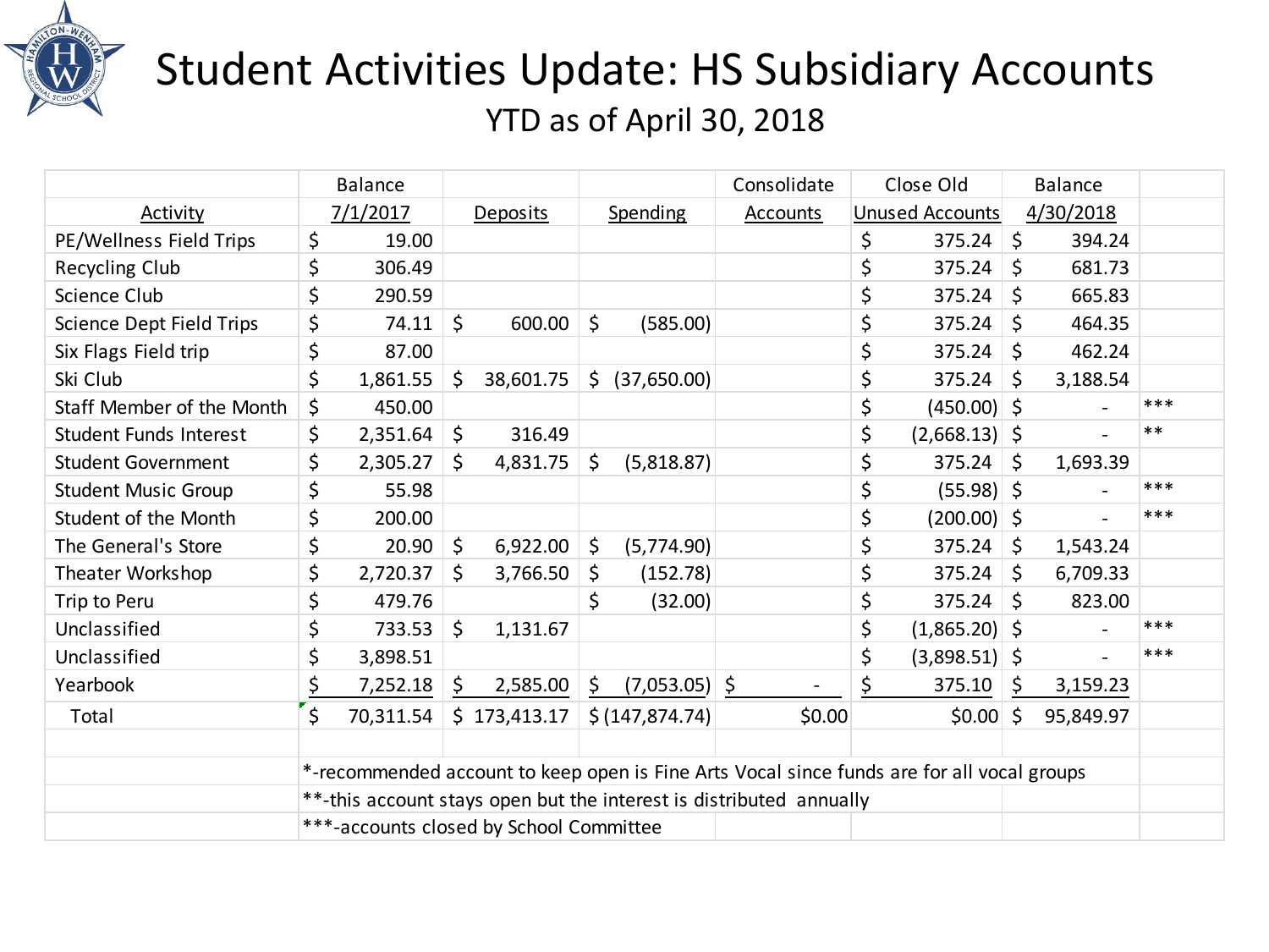# Student Activities Update: HS Subsidiary Accounts

YTD as of April 30, 2018

| Activity | Balance 7/1/2017 | Deposits | Spending | Consolidate Accounts | Close Old Unused Accounts | Balance 4/30/2018 | |
|---|---|---|---|---|---|---|---|
| PE/Wellness Field Trips | $ 19.00 | | | | $ 375.24 | $ 394.24 | |
| Recycling Club | $ 306.49 | | | | $ 375.24 | $ 681.73 | |
| Science Club | $ 290.59 | | | | $ 375.24 | $ 665.83 | |
| Science Dept Field Trips | $ 74.11 | $ 600.00 | $ (585.00) | | $ 375.24 | $ 464.35 | |
| Six Flags Field trip | $ 87.00 | | | | $ 375.24 | $ 462.24 | |
| Ski Club | $ 1,861.55 | $ 38,601.75 | $ (37,650.00) | | $ 375.24 | $ 3,188.54 | |
| Staff Member of the Month | $ 450.00 | | | | $ (450.00) | $ - | *** |
| Student Funds Interest | $ 2,351.64 | $ 316.49 | | | $ (2,668.13) | $ - | ** |
| Student Government | $ 2,305.27 | $ 4,831.75 | $ (5,818.87) | | $ 375.24 | $ 1,693.39 | |
| Student Music Group | $ 55.98 | | | | $ (55.98) | $ - | *** |
| Student of the Month | $ 200.00 | | | | $ (200.00) | $ - | *** |
| The General's Store | $ 20.90 | $ 6,922.00 | $ (5,774.90) | | $ 375.24 | $ 1,543.24 | |
| Theater Workshop | $ 2,720.37 | $ 3,766.50 | $ (152.78) | | $ 375.24 | $ 6,709.33 | |
| Trip to Peru | $ 479.76 | | $ (32.00) | | $ 375.24 | $ 823.00 | |
| Unclassified | $ 733.53 | $ 1,131.67 | | | $ (1,865.20) | $ - | *** |
| Unclassified | $ 3,898.51 | | | | $ (3,898.51) | $ - | *** |
| Yearbook | $ 7,252.18 | $ 2,585.00 | $ (7,053.05) | $ - | $ 375.10 | $ 3,159.23 | |
| Total | $ 70,311.54 | $ 173,413.17 | $ (147,874.74) | $0.00 | $0.00 | $ 95,849.97 | |

*-recommended account to keep open is Fine Arts Vocal since funds are for all vocal groups

**-this account stays open but the interest is distributed annually

***-accounts closed by School Committee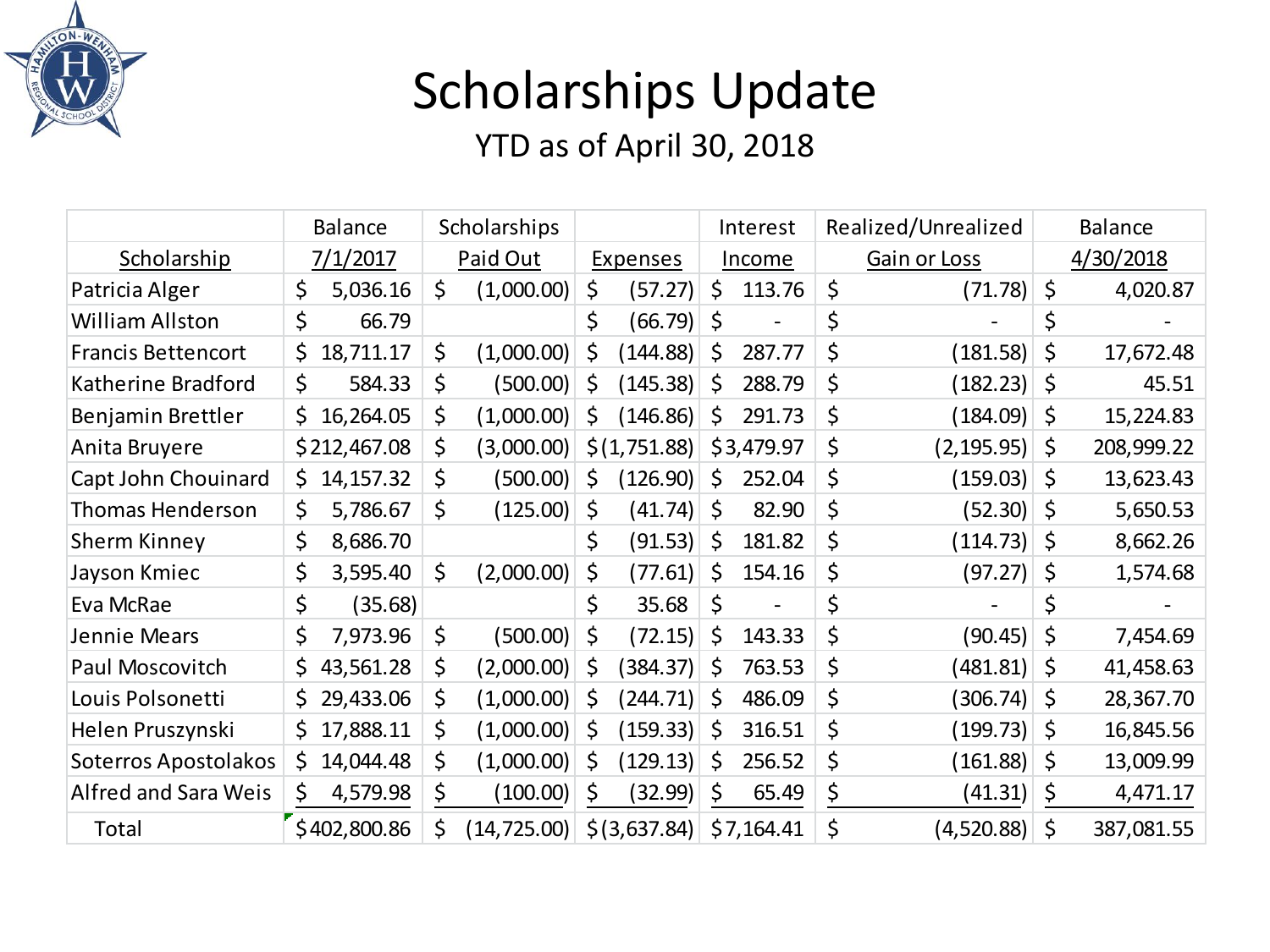# Scholarships Update

## YTD as of April 30, 2018

| Scholarship | Balance 7/1/2017 | Scholarships Paid Out | Expenses | Interest Income | Realized/Unrealized Gain or Loss | Balance 4/30/2018 |
|---|---|---|---|---|---|---|
| Patricia Alger | $ 5,036.16 | $ (1,000.00) | $ (57.27) | $ 113.76 | $ (71.78) | $ 4,020.87 |
| William Allston | $ 66.79 | | $ (66.79) | $ - | $ - | $ - |
| Francis Bettencort | $ 18,711.17 | $ (1,000.00) | $ (144.88) | $ 287.77 | $ (181.58) | $ 17,672.48 |
| Katherine Bradford | $ 584.33 | $ (500.00) | $ (145.38) | $ 288.79 | $ (182.23) | $ 45.51 |
| Benjamin Brettler | $ 16,264.05 | $ (1,000.00) | $ (146.86) | $ 291.73 | $ (184.09) | $ 15,224.83 |
| Anita Bruyere | $ 212,467.08 | $ (3,000.00) | $ (1,751.88) | $ 3,479.97 | $ (2,195.95) | $ 208,999.22 |
| Capt John Chouinard | $ 14,157.32 | $ (500.00) | $ (126.90) | $ 252.04 | $ (159.03) | $ 13,623.43 |
| Thomas Henderson | $ 5,786.67 | $ (125.00) | $ (41.74) | $ 82.90 | $ (52.30) | $ 5,650.53 |
| Sherm Kinney | $ 8,686.70 | | $ (91.53) | $ 181.82 | $ (114.73) | $ 8,662.26 |
| Jayson Kmiec | $ 3,595.40 | $ (2,000.00) | $ (77.61) | $ 154.16 | $ (97.27) | $ 1,574.68 |
| Eva McRae | $ (35.68) | | $ 35.68 | $ - | $ - | $ - |
| Jennie Mears | $ 7,973.96 | $ (500.00) | $ (72.15) | $ 143.33 | $ (90.45) | $ 7,454.69 |
| Paul Moscovitch | $ 43,561.28 | $ (2,000.00) | $ (384.37) | $ 763.53 | $ (481.81) | $ 41,458.63 |
| Louis Polsonetti | $ 29,433.06 | $ (1,000.00) | $ (244.71) | $ 486.09 | $ (306.74) | $ 28,367.70 |
| Helen Pruszynski | $ 17,888.11 | $ (1,000.00) | $ (159.33) | $ 316.51 | $ (199.73) | $ 16,845.56 |
| Soterros Apostolakos | $ 14,044.48 | $ (1,000.00) | $ (129.13) | $ 256.52 | $ (161.88) | $ 13,009.99 |
| Alfred and Sara Weis | $ 4,579.98 | $ (100.00) | $ (32.99) | $ 65.49 | $ (41.31) | $ 4,471.17 |
| Total | $ 402,800.86 | $ (14,725.00) | $ (3,637.84) | $ 7,164.41 | $ (4,520.88) | $ 387,081.55 |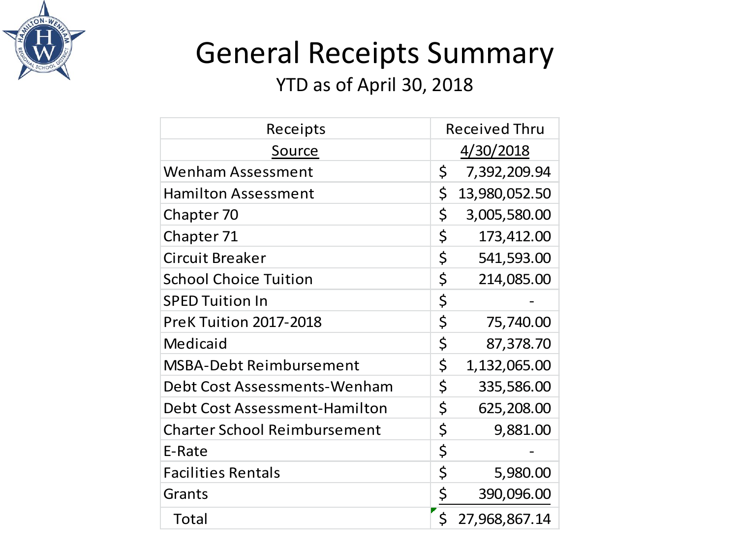# General Receipts Summary

YTD as of April 30, 2018

| Receipts Source | Received Thru 4/30/2018 |
| --- | --- |
| Wenham Assessment | $ 7,392,209.94 |
| Hamilton Assessment | $ 13,980,052.50 |
| Chapter 70 | $ 3,005,580.00 |
| Chapter 71 | $ 173,412.00 |
| Circuit Breaker | $ 541,593.00 |
| School Choice Tuition | $ 214,085.00 |
| SPED Tuition In | $ - |
| PreK Tuition 2017-2018 | $ 75,740.00 |
| Medicaid | $ 87,378.70 |
| MSBA-Debt Reimbursement | $ 1,132,065.00 |
| Debt Cost Assessments-Wenham | $ 335,586.00 |
| Debt Cost Assessment-Hamilton | $ 625,208.00 |
| Charter School Reimbursement | $ 9,881.00 |
| E-Rate | $ - |
| Facilities Rentals | $ 5,980.00 |
| Grants | $ 390,096.00 |
| Total | $ 27,968,867.14 |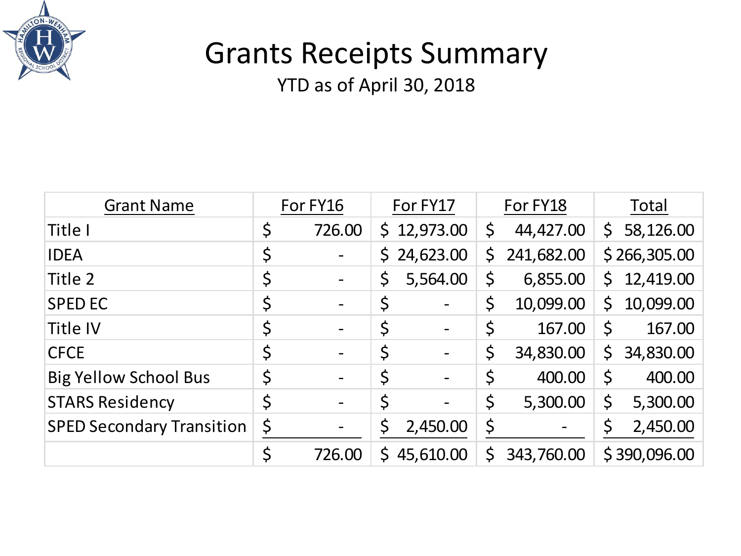# Grants Receipts Summary

YTD as of April 30, 2018

| Grant Name | For FY16 | For FY17 | For FY18 | Total |
|---|---|---|---|---|
| Title I | $ 726.00 | $ 12,973.00 | $ 44,427.00 | $ 58,126.00 |
| IDEA | $ - | $ 24,623.00 | $ 241,682.00 | $ 266,305.00 |
| Title 2 | $ - | $ 5,564.00 | $ 6,855.00 | $ 12,419.00 |
| SPED EC | $ - | $ - | $ 10,099.00 | $ 10,099.00 |
| Title IV | $ - | $ - | $ 167.00 | $ 167.00 |
| CFCE | $ - | $ - | $ 34,830.00 | $ 34,830.00 |
| Big Yellow School Bus | $ - | $ - | $ 400.00 | $ 400.00 |
| STARS Residency | $ - | $ - | $ 5,300.00 | $ 5,300.00 |
| SPED Secondary Transition | $ - | $ 2,450.00 | $ - | $ 2,450.00 |
| | $ 726.00 | $ 45,610.00 | $ 343,760.00 | $ 390,096.00 |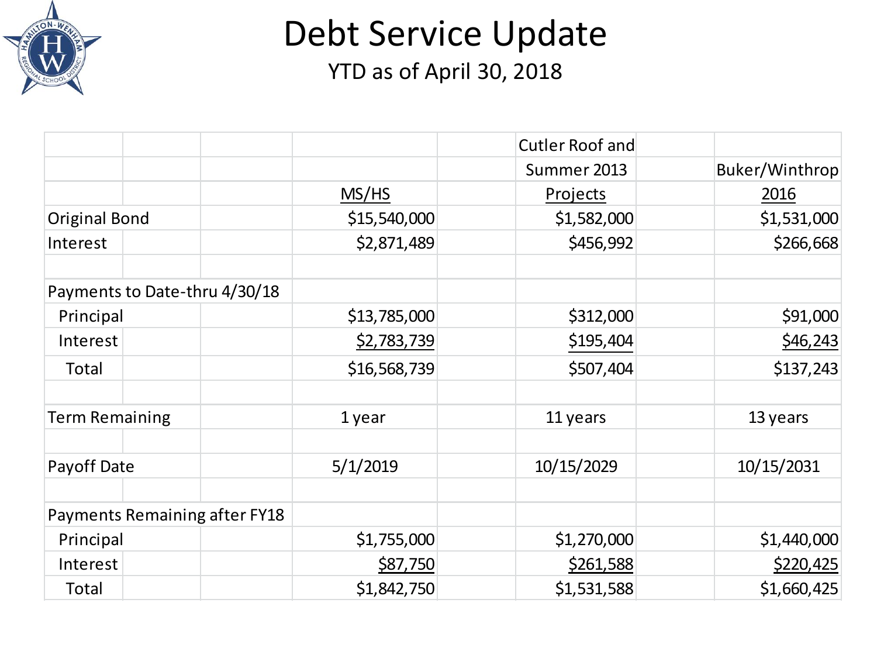# Debt Service Update

YTD as of April 30, 2018

| | MS/HS | Cutler Roof and Summer 2013 Projects | Buker/Winthrop 2016 |
|---|---|---|---|
| Original Bond | $15,540,000 | $1,582,000 | $1,531,000 |
| Interest | $2,871,489 | $456,992 | $266,668 |
| | | | |
| Payments to Date-thru 4/30/18 | | | |
| Principal | $13,785,000 | $312,000 | $91,000 |
| Interest | $2,783,739 | $195,404 | $46,243 |
| Total | $16,568,739 | $507,404 | $137,243 |
| | | | |
| Term Remaining | 1 year | 11 years | 13 years |
| | | | |
| Payoff Date | 5/1/2019 | 10/15/2029 | 10/15/2031 |
| | | | |
| Payments Remaining after FY18 | | | |
| Principal | $1,755,000 | $1,270,000 | $1,440,000 |
| Interest | $87,750 | $261,588 | $220,425 |
| Total | $1,842,750 | $1,531,588 | $1,660,425 |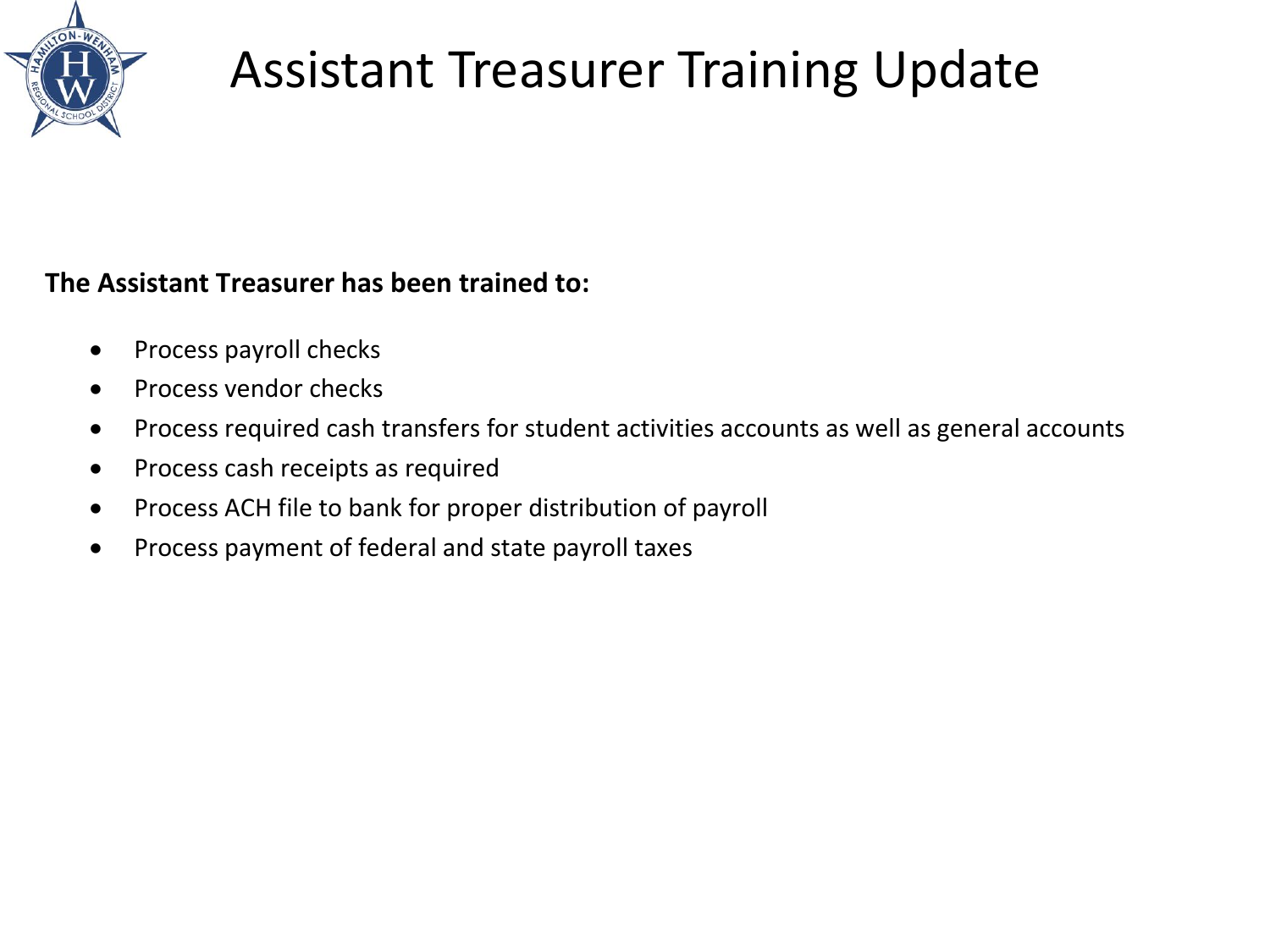# Assistant Treasurer Training Update

**The Assistant Treasurer has been trained to:**

- Process payroll checks
- Process vendor checks
- Process required cash transfers for student activities accounts as well as general accounts
- Process cash receipts as required
- Process ACH file to bank for proper distribution of payroll
- Process payment of federal and state payroll taxes